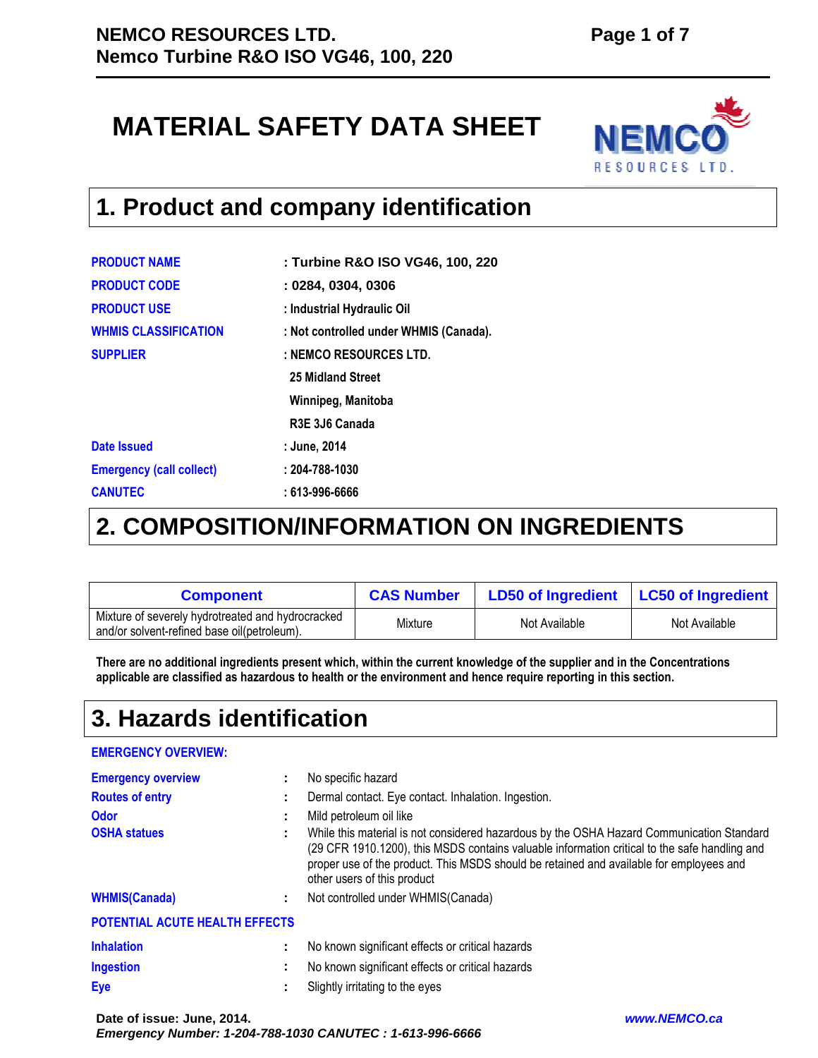# MATERIAL SAFETY DATA SHEET

## 1. Product and company identification

**PRODUCT NAME** : Turbine R&O ISO VG46, 100, 220

**PRODUCT CODE** : 0284, 0304, 0306

**PRODUCT USE** : Industrial Hydraulic Oil

**WHMIS CLASSIFICATION** : Not controlled under WHMIS (Canada).

**SUPPLIER** : NEMCO RESOURCES LTD.
25 Midland Street
Winnipeg, Manitoba
R3E 3J6 Canada

**Date Issued** : June, 2014

**Emergency (call collect)** : 204-788-1030

**CANUTEC** : 613-996-6666

## 2. COMPOSITION/INFORMATION ON INGREDIENTS

| Component | CAS Number | LD50 of Ingredient | LC50 of Ingredient |
|---|---|---|---|
| Mixture of severely hydrotreated and hydrocracked and/or solvent-refined base oil(petroleum). | Mixture | Not Available | Not Available |

**There are no additional ingredients present which, within the current knowledge of the supplier and in the Concentrations applicable are classified as hazardous to health or the environment and hence require reporting in this section.**

## 3. Hazards identification

**EMERGENCY OVERVIEW:**

**Emergency overview** : No specific hazard

**Routes of entry** : Dermal contact. Eye contact. Inhalation. Ingestion.

**Odor** : Mild petroleum oil like

**OSHA statues** : While this material is not considered hazardous by the OSHA Hazard Communication Standard (29 CFR 1910.1200), this MSDS contains valuable information critical to the safe handling and proper use of the product. This MSDS should be retained and available for employees and other users of this product

**WHMIS(Canada)** : Not controlled under WHMIS(Canada)

**POTENTIAL ACUTE HEALTH EFFECTS**

**Inhalation** : No known significant effects or critical hazards

**Ingestion** : No known significant effects or critical hazards

**Eye** : Slightly irritating to the eyes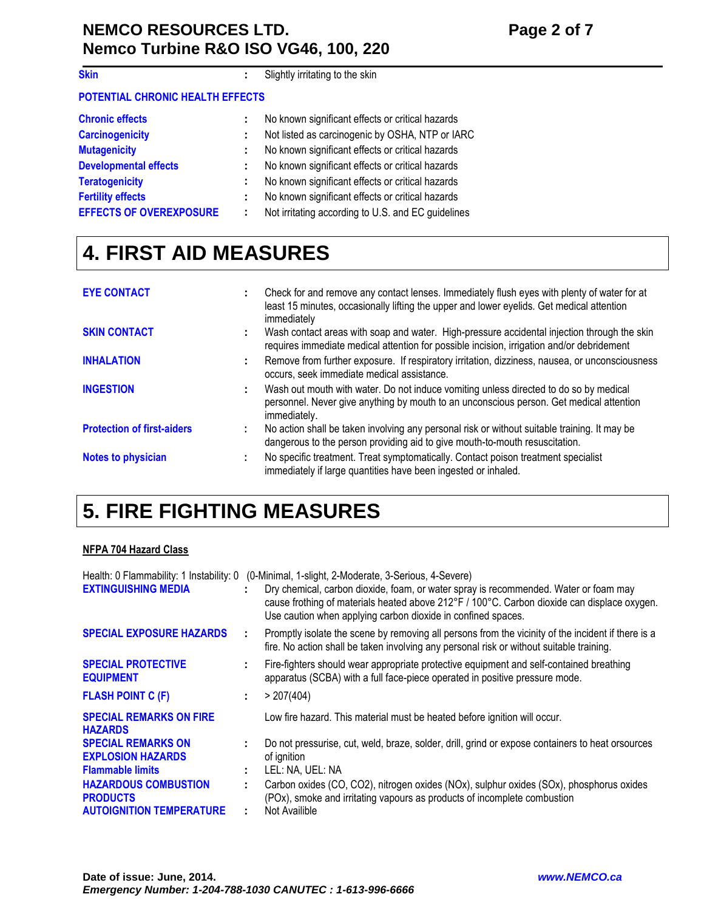**Skin** : Slightly irritating to the skin

**POTENTIAL CHRONIC HEALTH EFFECTS**

| | | |
|---|---|---|
| **Chronic effects** | : | No known significant effects or critical hazards |
| **Carcinogenicity** | : | Not listed as carcinogenic by OSHA, NTP or IARC |
| **Mutagenicity** | : | No known significant effects or critical hazards |
| **Developmental effects** | : | No known significant effects or critical hazards |
| **Teratogenicity** | : | No known significant effects or critical hazards |
| **Fertility effects** | : | No known significant effects or critical hazards |
| **EFFECTS OF OVEREXPOSURE** | : | Not irritating according to U.S. and EC guidelines |

# 4. FIRST AID MEASURES

| | | |
|---|---|---|
| **EYE CONTACT** | : | Check for and remove any contact lenses. Immediately flush eyes with plenty of water for at least 15 minutes, occasionally lifting the upper and lower eyelids. Get medical attention immediately |
| **SKIN CONTACT** | : | Wash contact areas with soap and water. High-pressure accidental injection through the skin requires immediate medical attention for possible incision, irrigation and/or debridement |
| **INHALATION** | : | Remove from further exposure. If respiratory irritation, dizziness, nausea, or unconsciousness occurs, seek immediate medical assistance. |
| **INGESTION** | : | Wash out mouth with water. Do not induce vomiting unless directed to do so by medical personnel. Never give anything by mouth to an unconscious person. Get medical attention immediately. |
| **Protection of first-aiders** | : | No action shall be taken involving any personal risk or without suitable training. It may be dangerous to the person providing aid to give mouth-to-mouth resuscitation. |
| **Notes to physician** | : | No specific treatment. Treat symptomatically. Contact poison treatment specialist immediately if large quantities have been ingested or inhaled. |

# 5. FIRE FIGHTING MEASURES

**NFPA 704 Hazard Class**

Health: 0 Flammability: 1 Instability: 0 (0-Minimal, 1-slight, 2-Moderate, 3-Serious, 4-Severe)

| | | |
|---|---|---|
| **EXTINGUISHING MEDIA** | : | Dry chemical, carbon dioxide, foam, or water spray is recommended. Water or foam may cause frothing of materials heated above 212°F / 100°C. Carbon dioxide can displace oxygen. Use caution when applying carbon dioxide in confined spaces. |
| **SPECIAL EXPOSURE HAZARDS** | : | Promptly isolate the scene by removing all persons from the vicinity of the incident if there is a fire. No action shall be taken involving any personal risk or without suitable training. |
| **SPECIAL PROTECTIVE EQUIPMENT** | : | Fire-fighters should wear appropriate protective equipment and self-contained breathing apparatus (SCBA) with a full face-piece operated in positive pressure mode. |
| **FLASH POINT C (F)** | : | > 207(404) |
| **SPECIAL REMARKS ON FIRE HAZARDS** | | Low fire hazard. This material must be heated before ignition will occur. |
| **SPECIAL REMARKS ON EXPLOSION HAZARDS** | : | Do not pressurise, cut, weld, braze, solder, drill, grind or expose containers to heat orsources of ignition |
| **Flammable limits** | : | LEL: NA, UEL: NA |
| **HAZARDOUS COMBUSTION PRODUCTS** | : | Carbon oxides (CO, CO2), nitrogen oxides (NOx), sulphur oxides (SOx), phosphorus oxides (POx), smoke and irritating vapours as products of incomplete combustion |
| **AUTOIGNITION TEMPERATURE** | : | Not Availible |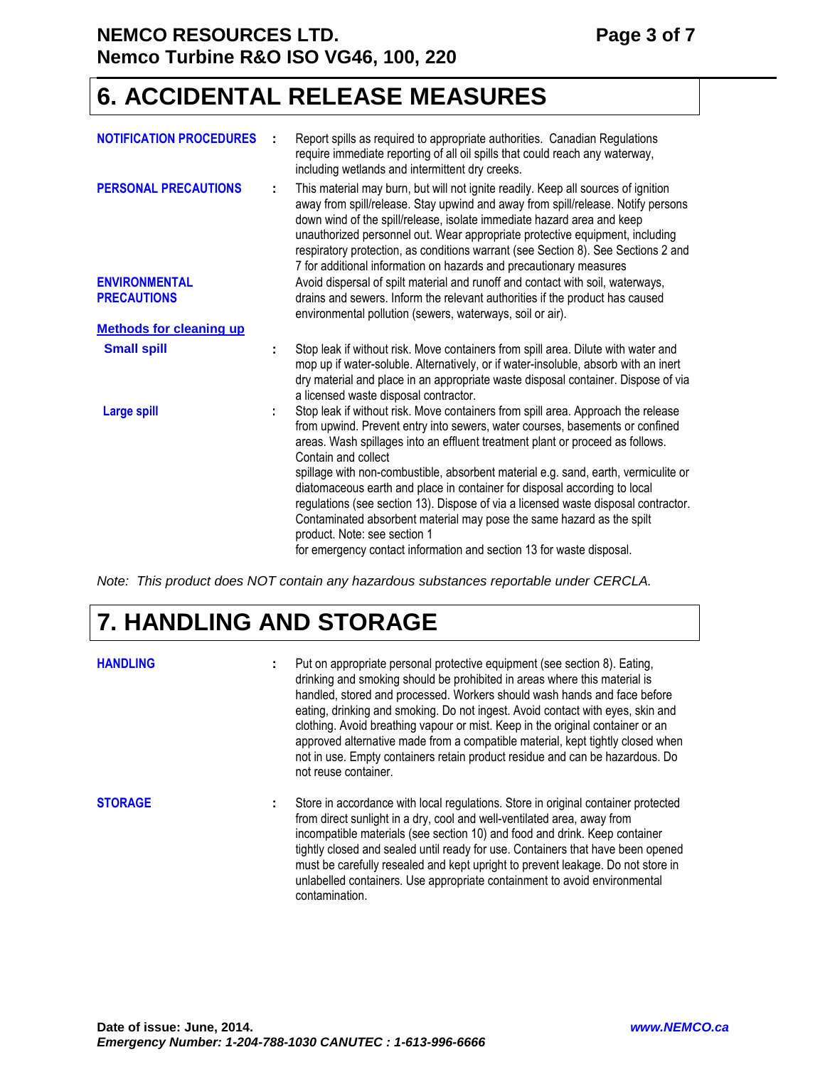## 6. ACCIDENTAL RELEASE MEASURES

**NOTIFICATION PROCEDURES** : Report spills as required to appropriate authorities. Canadian Regulations require immediate reporting of all oil spills that could reach any waterway, including wetlands and intermittent dry creeks.

**PERSONAL PRECAUTIONS** : This material may burn, but will not ignite readily. Keep all sources of ignition away from spill/release. Stay upwind and away from spill/release. Notify persons down wind of the spill/release, isolate immediate hazard area and keep unauthorized personnel out. Wear appropriate protective equipment, including respiratory protection, as conditions warrant (see Section 8). See Sections 2 and 7 for additional information on hazards and precautionary measures

**ENVIRONMENTAL PRECAUTIONS** : Avoid dispersal of spilt material and runoff and contact with soil, waterways, drains and sewers. Inform the relevant authorities if the product has caused environmental pollution (sewers, waterways, soil or air).

**Methods for cleaning up**

**Small spill** : Stop leak if without risk. Move containers from spill area. Dilute with water and mop up if water-soluble. Alternatively, or if water-insoluble, absorb with an inert dry material and place in an appropriate waste disposal container. Dispose of via a licensed waste disposal contractor.

**Large spill** : Stop leak if without risk. Move containers from spill area. Approach the release from upwind. Prevent entry into sewers, water courses, basements or confined areas. Wash spillages into an effluent treatment plant or proceed as follows. Contain and collect spillage with non-combustible, absorbent material e.g. sand, earth, vermiculite or diatomaceous earth and place in container for disposal according to local regulations (see section 13). Dispose of via a licensed waste disposal contractor. Contaminated absorbent material may pose the same hazard as the spilt product. Note: see section 1 for emergency contact information and section 13 for waste disposal.

*Note: This product does NOT contain any hazardous substances reportable under CERCLA.*

## 7. HANDLING AND STORAGE

**HANDLING** : Put on appropriate personal protective equipment (see section 8). Eating, drinking and smoking should be prohibited in areas where this material is handled, stored and processed. Workers should wash hands and face before eating, drinking and smoking. Do not ingest. Avoid contact with eyes, skin and clothing. Avoid breathing vapour or mist. Keep in the original container or an approved alternative made from a compatible material, kept tightly closed when not in use. Empty containers retain product residue and can be hazardous. Do not reuse container.

**STORAGE** : Store in accordance with local regulations. Store in original container protected from direct sunlight in a dry, cool and well-ventilated area, away from incompatible materials (see section 10) and food and drink. Keep container tightly closed and sealed until ready for use. Containers that have been opened must be carefully resealed and kept upright to prevent leakage. Do not store in unlabelled containers. Use appropriate containment to avoid environmental contamination.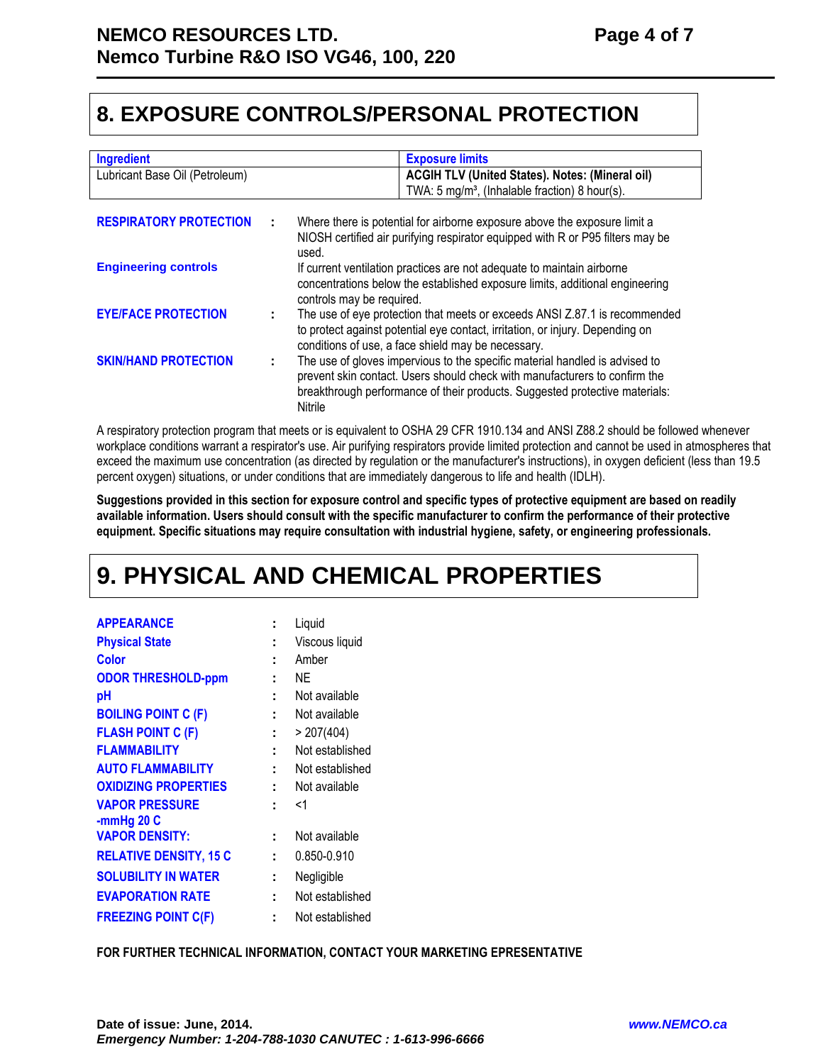## 8. EXPOSURE CONTROLS/PERSONAL PROTECTION

| Ingredient | Exposure limits |
| --- | --- |
| Lubricant Base Oil (Petroleum) | **ACGIH TLV (United States). Notes: (Mineral oil)** TWA: 5 mg/m³, (Inhalable fraction) 8 hour(s). |

**RESPIRATORY PROTECTION** : Where there is potential for airborne exposure above the exposure limit a NIOSH certified air purifying respirator equipped with R or P95 filters may be used.

**Engineering controls** If current ventilation practices are not adequate to maintain airborne concentrations below the established exposure limits, additional engineering controls may be required.

**EYE/FACE PROTECTION** : The use of eye protection that meets or exceeds ANSI Z.87.1 is recommended to protect against potential eye contact, irritation, or injury. Depending on conditions of use, a face shield may be necessary.

**SKIN/HAND PROTECTION** : The use of gloves impervious to the specific material handled is advised to prevent skin contact. Users should check with manufacturers to confirm the breakthrough performance of their products. Suggested protective materials: Nitrile

A respiratory protection program that meets or is equivalent to OSHA 29 CFR 1910.134 and ANSI Z88.2 should be followed whenever workplace conditions warrant a respirator's use. Air purifying respirators provide limited protection and cannot be used in atmospheres that exceed the maximum use concentration (as directed by regulation or the manufacturer's instructions), in oxygen deficient (less than 19.5 percent oxygen) situations, or under conditions that are immediately dangerous to life and health (IDLH).

**Suggestions provided in this section for exposure control and specific types of protective equipment are based on readily available information. Users should consult with the specific manufacturer to confirm the performance of their protective equipment. Specific situations may require consultation with industrial hygiene, safety, or engineering professionals.**

## 9. PHYSICAL AND CHEMICAL PROPERTIES

| Property | | Value |
| --- | --- | --- |
| **APPEARANCE** | : | Liquid |
| **Physical State** | : | Viscous liquid |
| **Color** | : | Amber |
| **ODOR THRESHOLD-ppm** | : | NE |
| **pH** | : | Not available |
| **BOILING POINT C (F)** | : | Not available |
| **FLASH POINT C (F)** | : | > 207(404) |
| **FLAMMABILITY** | : | Not established |
| **AUTO FLAMMABILITY** | : | Not established |
| **OXIDIZING PROPERTIES** | : | Not available |
| **VAPOR PRESSURE -mmHg 20 C** | : | <1 |
| **VAPOR DENSITY:** | : | Not available |
| **RELATIVE DENSITY, 15 C** | : | 0.850-0.910 |
| **SOLUBILITY IN WATER** | : | Negligible |
| **EVAPORATION RATE** | : | Not established |
| **FREEZING POINT C(F)** | : | Not established |

**FOR FURTHER TECHNICAL INFORMATION, CONTACT YOUR MARKETING EPRESENTATIVE**

**Date of issue: June, 2014.** ***www.NEMCO.ca***

***Emergency Number: 1-204-788-1030 CANUTEC : 1-613-996-6666***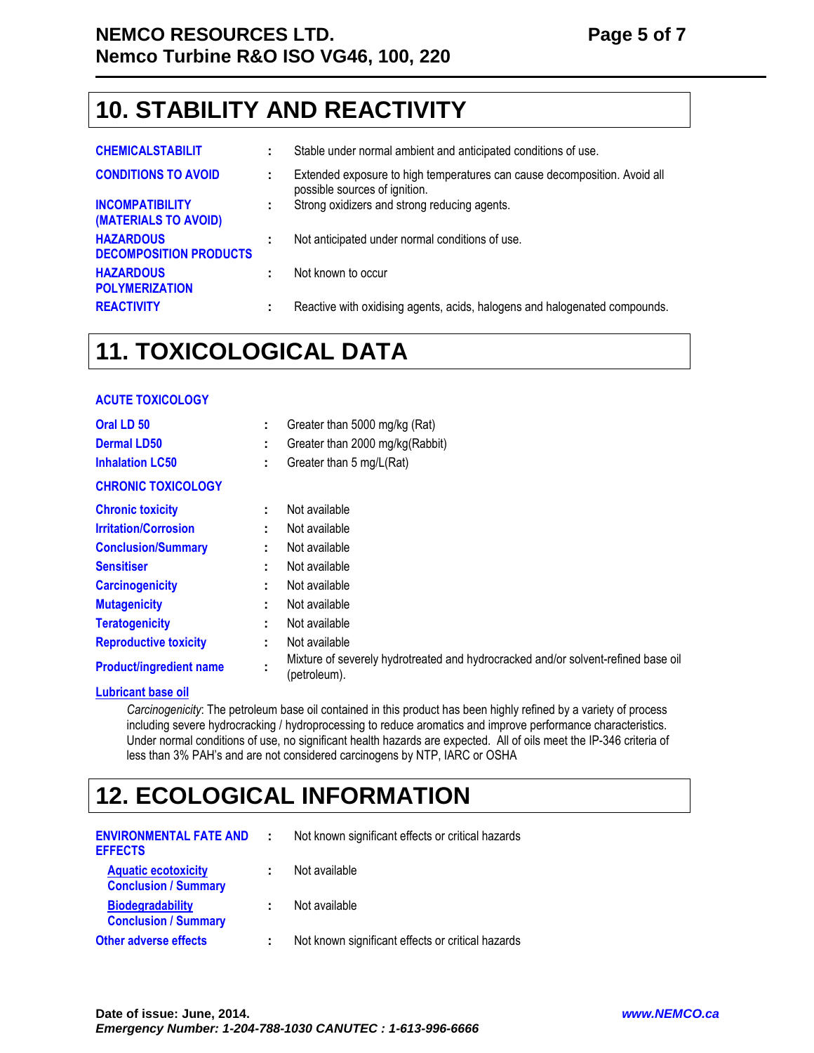## 10. STABILITY AND REACTIVITY

| | | |
|---|---|---|
| **CHEMICALSTABILIT** | : | Stable under normal ambient and anticipated conditions of use. |
| **CONDITIONS TO AVOID** | : | Extended exposure to high temperatures can cause decomposition. Avoid all possible sources of ignition. |
| **INCOMPATIBILITY (MATERIALS TO AVOID)** | : | Strong oxidizers and strong reducing agents. |
| **HAZARDOUS DECOMPOSITION PRODUCTS** | : | Not anticipated under normal conditions of use. |
| **HAZARDOUS POLYMERIZATION** | : | Not known to occur |
| **REACTIVITY** | : | Reactive with oxidising agents, acids, halogens and halogenated compounds. |

## 11. TOXICOLOGICAL DATA

### ACUTE TOXICOLOGY

| | | |
|---|---|---|
| **Oral LD 50** | : | Greater than 5000 mg/kg (Rat) |
| **Dermal LD50** | : | Greater than 2000 mg/kg(Rabbit) |
| **Inhalation LC50** | : | Greater than 5 mg/L(Rat) |

### CHRONIC TOXICOLOGY

| | | |
|---|---|---|
| **Chronic toxicity** | : | Not available |
| **Irritation/Corrosion** | : | Not available |
| **Conclusion/Summary** | : | Not available |
| **Sensitiser** | : | Not available |
| **Carcinogenicity** | : | Not available |
| **Mutagenicity** | : | Not available |
| **Teratogenicity** | : | Not available |
| **Reproductive toxicity** | : | Not available |
| **Product/ingredient name** | : | Mixture of severely hydrotreated and hydrocracked and/or solvent-refined base oil (petroleum). |

**Lubricant base oil**

*Carcinogenicity*: The petroleum base oil contained in this product has been highly refined by a variety of process including severe hydrocracking / hydroprocessing to reduce aromatics and improve performance characteristics. Under normal conditions of use, no significant health hazards are expected. All of oils meet the IP-346 criteria of less than 3% PAH's and are not considered carcinogens by NTP, IARC or OSHA

## 12. ECOLOGICAL INFORMATION

| | | |
|---|---|---|
| **ENVIRONMENTAL FATE AND EFFECTS** | : | Not known significant effects or critical hazards |
| **Aquatic ecotoxicity Conclusion / Summary** | : | Not available |
| **Biodegradability Conclusion / Summary** | : | Not available |
| **Other adverse effects** | : | Not known significant effects or critical hazards |

**Date of issue: June, 2014.**

***Emergency Number: 1-204-788-1030 CANUTEC : 1-613-996-6666***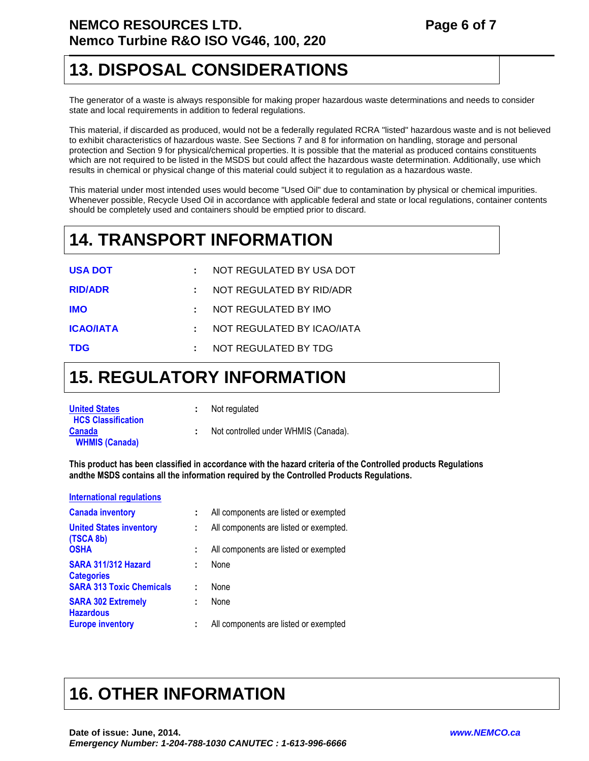## 13. DISPOSAL CONSIDERATIONS

The generator of a waste is always responsible for making proper hazardous waste determinations and needs to consider state and local requirements in addition to federal regulations.

This material, if discarded as produced, would not be a federally regulated RCRA "listed" hazardous waste and is not believed to exhibit characteristics of hazardous waste. See Sections 7 and 8 for information on handling, storage and personal protection and Section 9 for physical/chemical properties. It is possible that the material as produced contains constituents which are not required to be listed in the MSDS but could affect the hazardous waste determination. Additionally, use which results in chemical or physical change of this material could subject it to regulation as a hazardous waste.

This material under most intended uses would become "Used Oil" due to contamination by physical or chemical impurities. Whenever possible, Recycle Used Oil in accordance with applicable federal and state or local regulations, container contents should be completely used and containers should be emptied prior to discard.

## 14. TRANSPORT INFORMATION

| | | |
|---|---|---|
| **USA DOT** | : | NOT REGULATED BY USA DOT |
| **RID/ADR** | : | NOT REGULATED BY RID/ADR |
| **IMO** | : | NOT REGULATED BY IMO |
| **ICAO/IATA** | : | NOT REGULATED BY ICAO/IATA |
| **TDG** | : | NOT REGULATED BY TDG |

## 15. REGULATORY INFORMATION

| | | |
|---|---|---|
| **United States HCS Classification** | : | Not regulated |
| **Canada WHMIS (Canada)** | : | Not controlled under WHMIS (Canada). |

**This product has been classified in accordance with the hazard criteria of the Controlled products Regulations andthe MSDS contains all the information required by the Controlled Products Regulations.**

**International regulations**

| | | |
|---|---|---|
| **Canada inventory** | : | All components are listed or exempted |
| **United States inventory (TSCA 8b)** | : | All components are listed or exempted. |
| **OSHA** | : | All components are listed or exempted |
| **SARA 311/312 Hazard Categories** | : | None |
| **SARA 313 Toxic Chemicals** | : | None |
| **SARA 302 Extremely Hazardous** | : | None |
| **Europe inventory** | : | All components are listed or exempted |

## 16. OTHER INFORMATION

**Date of issue: June, 2014.** ***www.NEMCO.ca***

***Emergency Number: 1-204-788-1030 CANUTEC : 1-613-996-6666***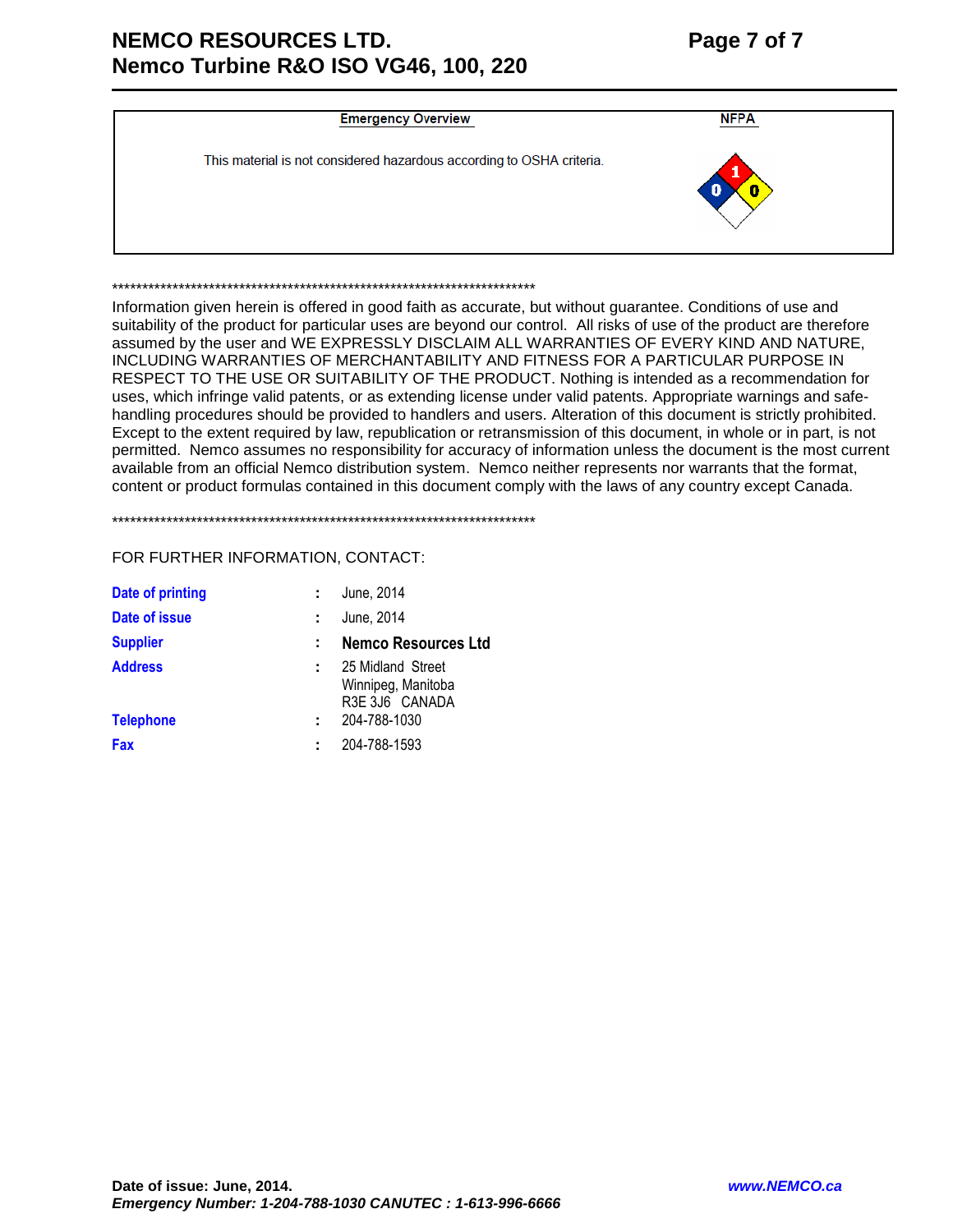| Emergency Overview | NFPA |
|---|---|
| This material is not considered hazardous according to OSHA criteria. | 1 / 0 / 0 |

**************************************************************************

Information given herein is offered in good faith as accurate, but without guarantee. Conditions of use and suitability of the product for particular uses are beyond our control. All risks of use of the product are therefore assumed by the user and WE EXPRESSLY DISCLAIM ALL WARRANTIES OF EVERY KIND AND NATURE, INCLUDING WARRANTIES OF MERCHANTABILITY AND FITNESS FOR A PARTICULAR PURPOSE IN RESPECT TO THE USE OR SUITABILITY OF THE PRODUCT. Nothing is intended as a recommendation for uses, which infringe valid patents, or as extending license under valid patents. Appropriate warnings and safe-handling procedures should be provided to handlers and users. Alteration of this document is strictly prohibited. Except to the extent required by law, republication or retransmission of this document, in whole or in part, is not permitted. Nemco assumes no responsibility for accuracy of information unless the document is the most current available from an official Nemco distribution system. Nemco neither represents nor warrants that the format, content or product formulas contained in this document comply with the laws of any country except Canada.

**************************************************************************

FOR FURTHER INFORMATION, CONTACT:

| | | |
|---|---|---|
| **Date of printing** | : | June, 2014 |
| **Date of issue** | : | June, 2014 |
| **Supplier** | : | **Nemco Resources Ltd** |
| **Address** | : | 25 Midland Street<br>Winnipeg, Manitoba<br>R3E 3J6 CANADA |
| **Telephone** | : | 204-788-1030 |
| **Fax** | : | 204-788-1593 |

**Date of issue: June, 2014.**
***Emergency Number: 1-204-788-1030 CANUTEC : 1-613-996-6666***

***www.NEMCO.ca***